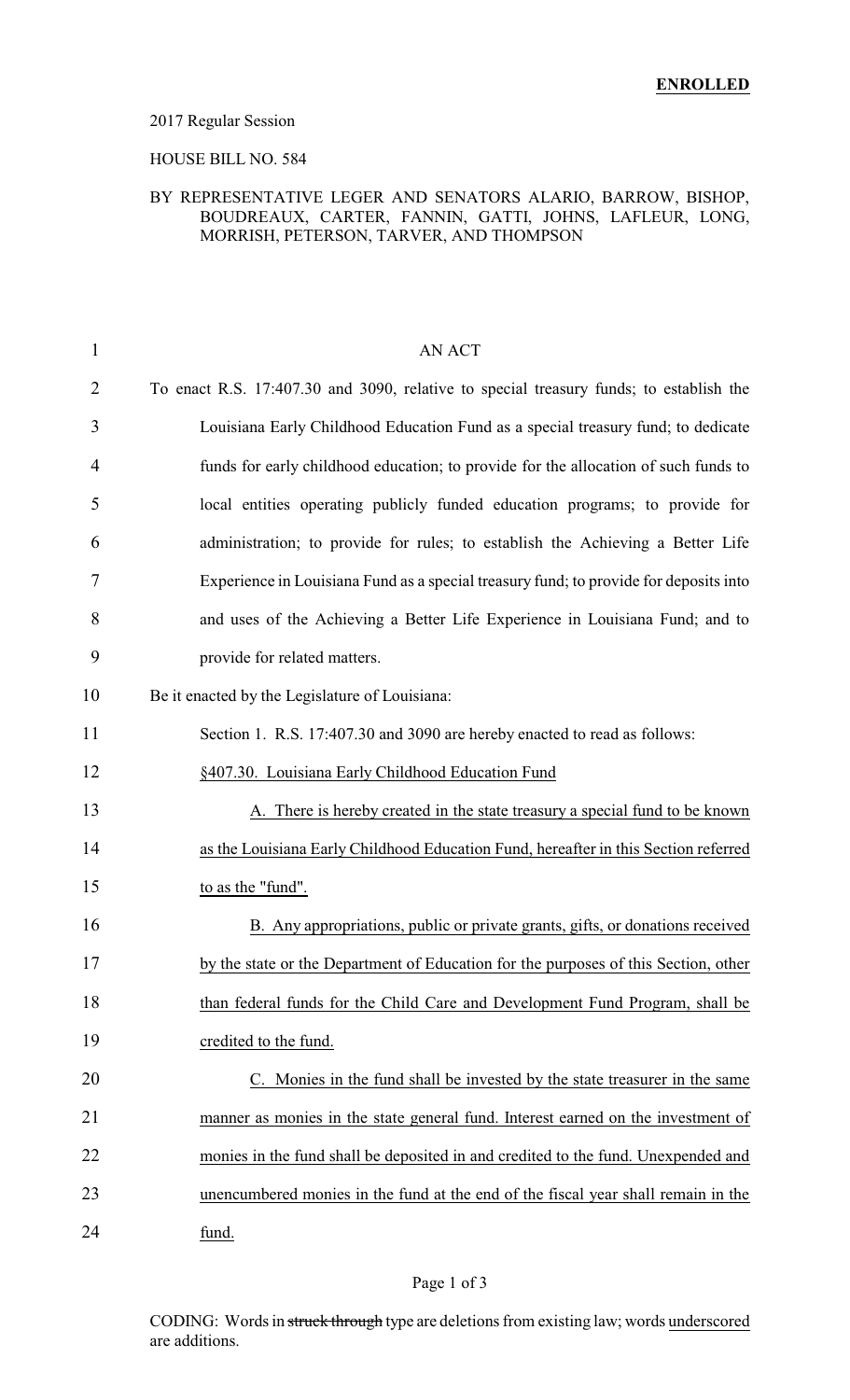**ENROLLED**

2017 Regular Session

HOUSE BILL NO. 584

BY REPRESENTATIVE LEGER AND SENATORS ALARIO, BARROW, BISHOP, BOUDREAUX, CARTER, FANNIN, GATTI, JOHNS, LAFLEUR, LONG, MORRISH, PETERSON, TARVER, AND THOMPSON

AN ACT

To enact R.S. 17:407.30 and 3090, relative to special treasury funds; to establish the Louisiana Early Childhood Education Fund as a special treasury fund; to dedicate funds for early childhood education; to provide for the allocation of such funds to local entities operating publicly funded education programs; to provide for administration; to provide for rules; to establish the Achieving a Better Life Experience in Louisiana Fund as a special treasury fund; to provide for deposits into and uses of the Achieving a Better Life Experience in Louisiana Fund; and to provide for related matters.

Be it enacted by the Legislature of Louisiana:

Section 1. R.S. 17:407.30 and 3090 are hereby enacted to read as follows:

§407.30. Louisiana Early Childhood Education Fund

A. There is hereby created in the state treasury a special fund to be known as the Louisiana Early Childhood Education Fund, hereafter in this Section referred to as the "fund".

B. Any appropriations, public or private grants, gifts, or donations received by the state or the Department of Education for the purposes of this Section, other than federal funds for the Child Care and Development Fund Program, shall be credited to the fund.

C. Monies in the fund shall be invested by the state treasurer in the same manner as monies in the state general fund. Interest earned on the investment of monies in the fund shall be deposited in and credited to the fund. Unexpended and unencumbered monies in the fund at the end of the fiscal year shall remain in the fund.

CODING: Words in struck through type are deletions from existing law; words underscored are additions.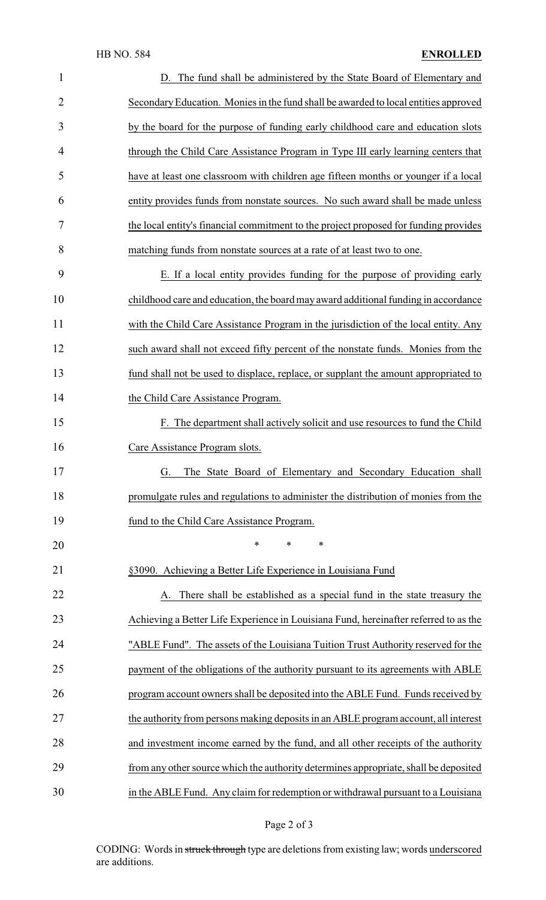D. The fund shall be administered by the State Board of Elementary and Secondary Education. Monies in the fund shall be awarded to local entities approved by the board for the purpose of funding early childhood care and education slots through the Child Care Assistance Program in Type III early learning centers that have at least one classroom with children age fifteen months or younger if a local entity provides funds from nonstate sources. No such award shall be made unless the local entity's financial commitment to the project proposed for funding provides matching funds from nonstate sources at a rate of at least two to one.

E. If a local entity provides funding for the purpose of providing early childhood care and education, the board may award additional funding in accordance with the Child Care Assistance Program in the jurisdiction of the local entity. Any such award shall not exceed fifty percent of the nonstate funds. Monies from the fund shall not be used to displace, replace, or supplant the amount appropriated to the Child Care Assistance Program.

F. The department shall actively solicit and use resources to fund the Child Care Assistance Program slots.

G. The State Board of Elementary and Secondary Education shall promulgate rules and regulations to administer the distribution of monies from the fund to the Child Care Assistance Program.

\* \* \*

§3090. Achieving a Better Life Experience in Louisiana Fund

A. There shall be established as a special fund in the state treasury the Achieving a Better Life Experience in Louisiana Fund, hereinafter referred to as the "ABLE Fund". The assets of the Louisiana Tuition Trust Authority reserved for the payment of the obligations of the authority pursuant to its agreements with ABLE program account owners shall be deposited into the ABLE Fund. Funds received by the authority from persons making deposits in an ABLE program account, all interest and investment income earned by the fund, and all other receipts of the authority from any other source which the authority determines appropriate, shall be deposited in the ABLE Fund. Any claim for redemption or withdrawal pursuant to a Louisiana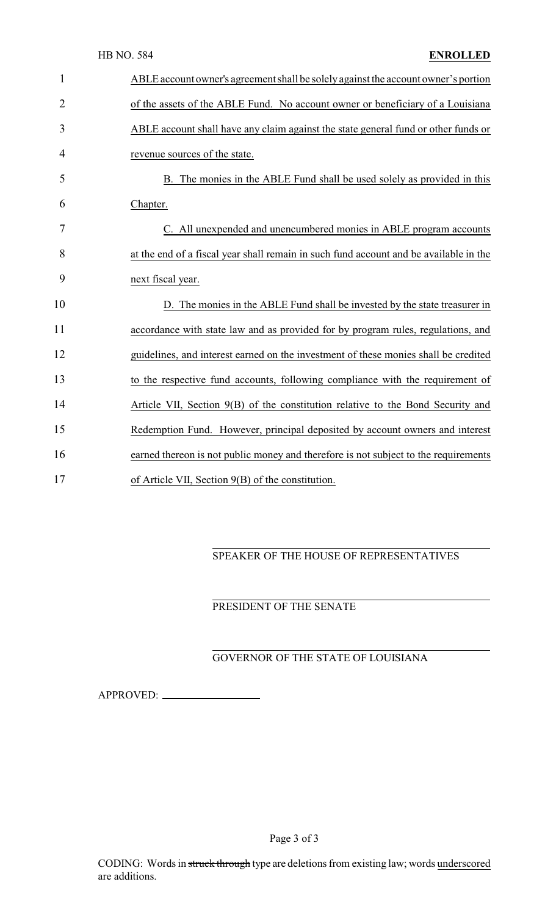ABLE account owner's agreement shall be solely against the account owner's portion of the assets of the ABLE Fund. No account owner or beneficiary of a Louisiana ABLE account shall have any claim against the state general fund or other funds or revenue sources of the state.

B. The monies in the ABLE Fund shall be used solely as provided in this Chapter.

C. All unexpended and unencumbered monies in ABLE program accounts at the end of a fiscal year shall remain in such fund account and be available in the next fiscal year.

D. The monies in the ABLE Fund shall be invested by the state treasurer in accordance with state law and as provided for by program rules, regulations, and guidelines, and interest earned on the investment of these monies shall be credited to the respective fund accounts, following compliance with the requirement of Article VII, Section 9(B) of the constitution relative to the Bond Security and Redemption Fund. However, principal deposited by account owners and interest earned thereon is not public money and therefore is not subject to the requirements of Article VII, Section 9(B) of the constitution.

SPEAKER OF THE HOUSE OF REPRESENTATIVES

PRESIDENT OF THE SENATE

GOVERNOR OF THE STATE OF LOUISIANA

APPROVED: ____________________

CODING: Words in ~~struck through~~ type are deletions from existing law; words underscored are additions.